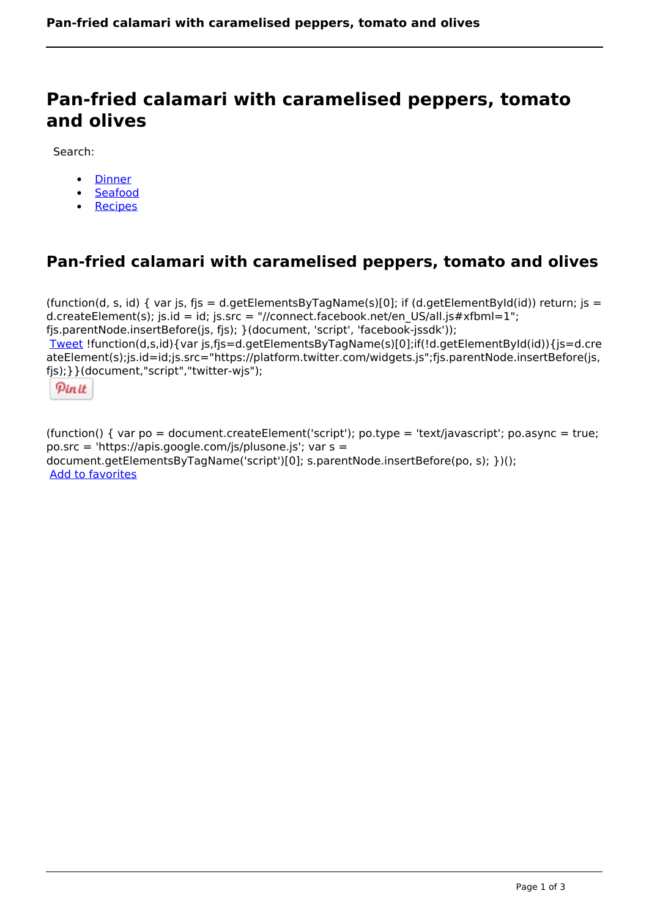# Pan-fried calamari with caramelised peppers, tomato and olives

Search:

- Dinner
- Seafood
- Recipes

## Pan-fried calamari with caramelised peppers, tomato and olives

(function(d, s, id) { var js, fjs = d.getElementsByTagName(s)[0]; if (d.getElementById(id)) return; js = d.createElement(s); js.id = id; js.src = "//connect.facebook.net/en_US/all.js#xfbml=1"; fjs.parentNode.insertBefore(js, fjs); }(document, 'script', 'facebook-jssdk'));
Tweet !function(d,s,id){var js,fjs=d.getElementsByTagName(s)[0];if(!d.getElementById(id)){js=d.createElement(s);js.id=id;js.src="https://platform.twitter.com/widgets.js";fjs.parentNode.insertBefore(js,fjs);}}(document,"script","twitter-wjs");

Pin it

(function() { var po = document.createElement('script'); po.type = 'text/javascript'; po.async = true; po.src = 'https://apis.google.com/js/plusone.js'; var s = document.getElementsByTagName('script')[0]; s.parentNode.insertBefore(po, s); })();
Add to favorites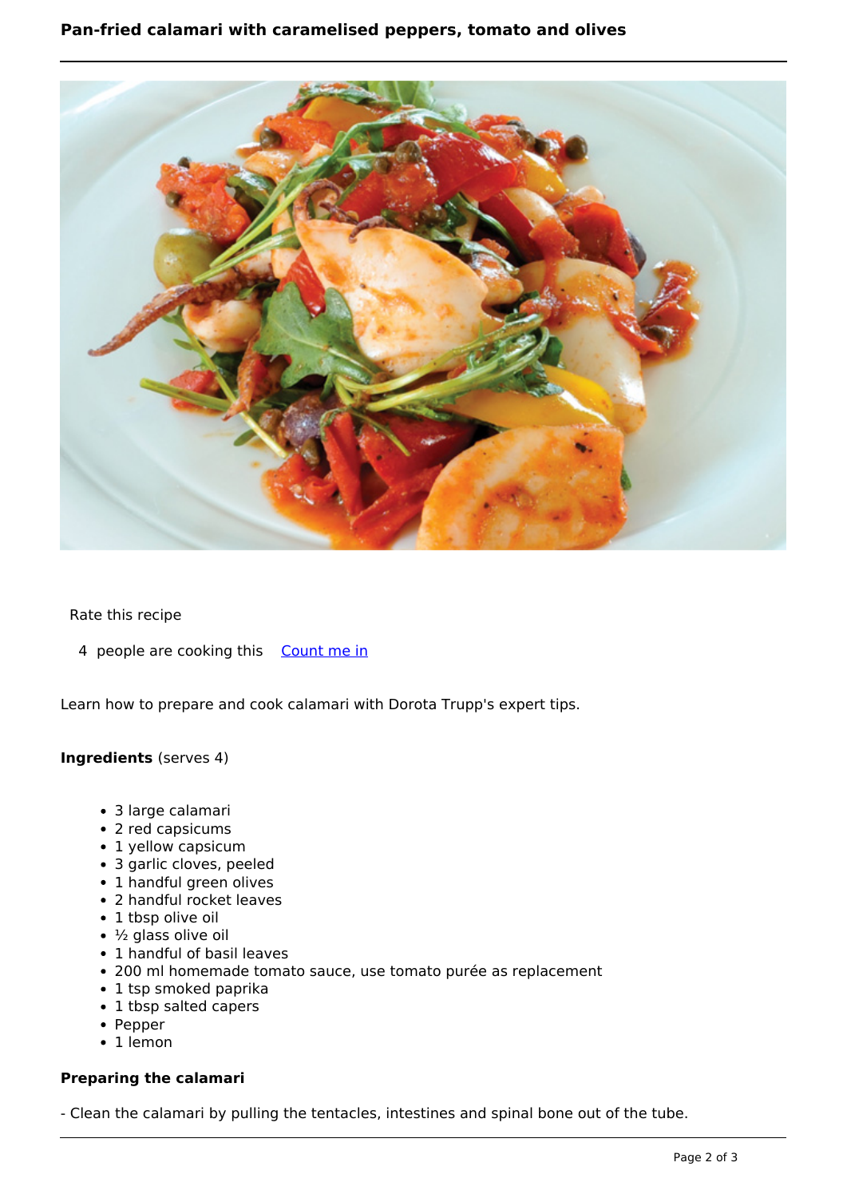Rate this recipe

4 people are cooking this [Count me in]

Learn how to prepare and cook calamari with Dorota Trupp's expert tips.

**Ingredients** (serves 4)

- 3 large calamari
- 2 red capsicums
- 1 yellow capsicum
- 3 garlic cloves, peeled
- 1 handful green olives
- 2 handful rocket leaves
- 1 tbsp olive oil
- ½ glass olive oil
- 1 handful of basil leaves
- 200 ml homemade tomato sauce, use tomato purée as replacement
- 1 tsp smoked paprika
- 1 tbsp salted capers
- Pepper
- 1 lemon

**Preparing the calamari**

- Clean the calamari by pulling the tentacles, intestines and spinal bone out of the tube.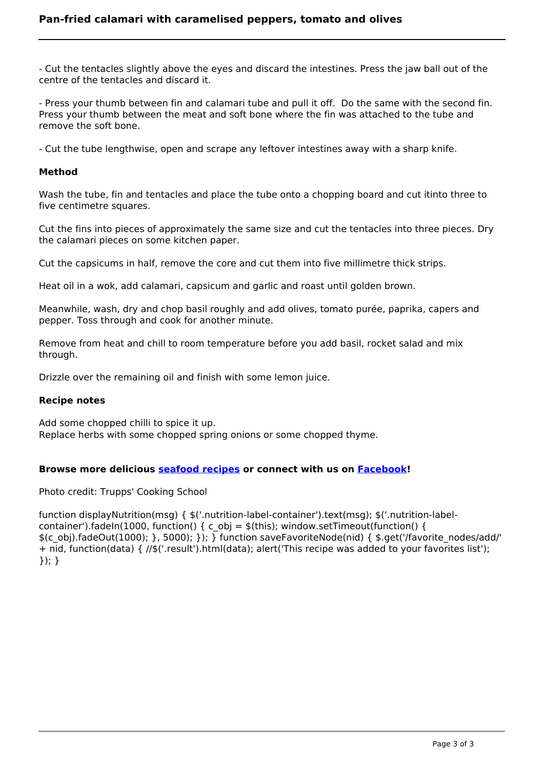- Cut the tentacles slightly above the eyes and discard the intestines. Press the jaw ball out of the centre of the tentacles and discard it.

- Press your thumb between fin and calamari tube and pull it off.  Do the same with the second fin. Press your thumb between the meat and soft bone where the fin was attached to the tube and remove the soft bone.

- Cut the tube lengthwise, open and scrape any leftover intestines away with a sharp knife.

**Method**

Wash the tube, fin and tentacles and place the tube onto a chopping board and cut itinto three to five centimetre squares.

Cut the fins into pieces of approximately the same size and cut the tentacles into three pieces. Dry the calamari pieces on some kitchen paper.

Cut the capsicums in half, remove the core and cut them into five millimetre thick strips.

Heat oil in a wok, add calamari, capsicum and garlic and roast until golden brown.

Meanwhile, wash, dry and chop basil roughly and add olives, tomato purée, paprika, capers and pepper. Toss through and cook for another minute.

Remove from heat and chill to room temperature before you add basil, rocket salad and mix through.

Drizzle over the remaining oil and finish with some lemon juice.

**Recipe notes**

Add some chopped chilli to spice it up.
Replace herbs with some chopped spring onions or some chopped thyme.

**Browse more delicious seafood recipes or connect with us on Facebook!**

Photo credit: Trupps' Cooking School

```
function displayNutrition(msg) { $('.nutrition-label-container').text(msg); $('.nutrition-label-container').fadeIn(1000, function() { c_obj = $(this); window.setTimeout(function() { $(c_obj).fadeOut(1000); }, 5000); }); } function saveFavoriteNode(nid) { $.get('/favorite_nodes/add/' + nid, function(data) { //$('.result').html(data); alert('This recipe was added to your favorites list'); }); }
```